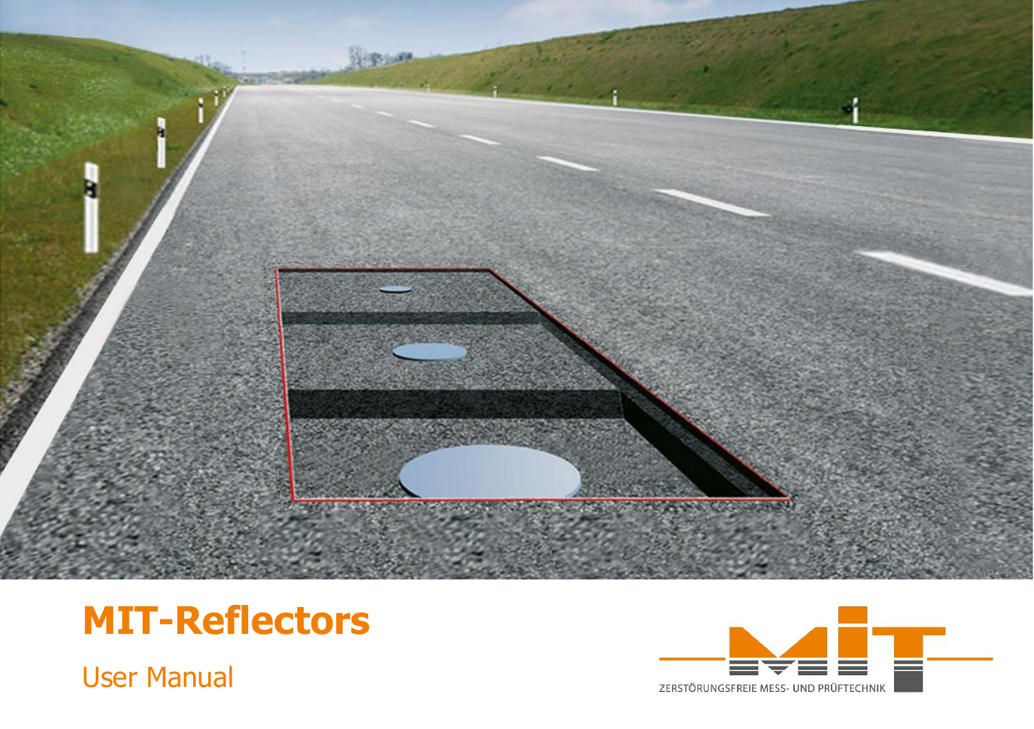# MIT-Reflectors

User Manual

ZERSTÖRUNGSFREIE MESS- UND PRÜFTECHNIK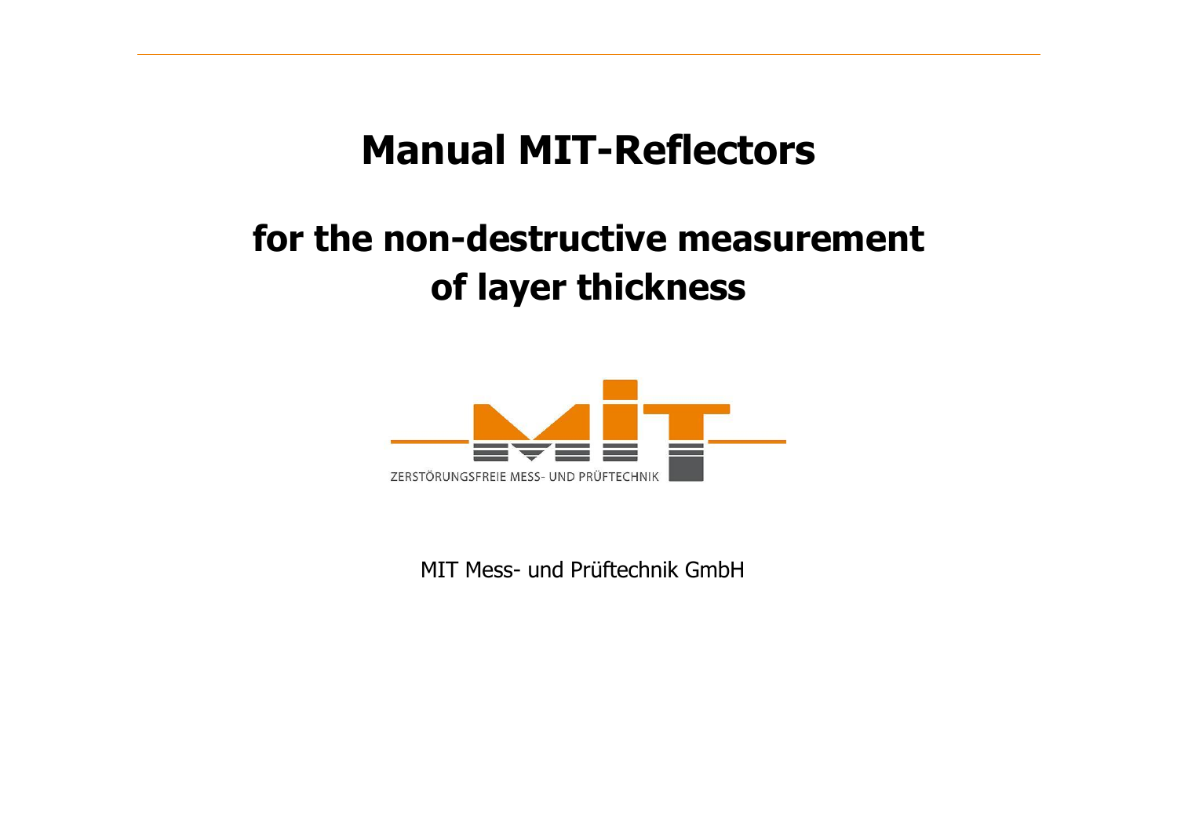# Manual MIT-Reflectors

## for the non-destructive measurement of layer thickness

ZERSTÖRUNGSFREIE MESS- UND PRÜFTECHNIK

MIT Mess- und Prüftechnik GmbH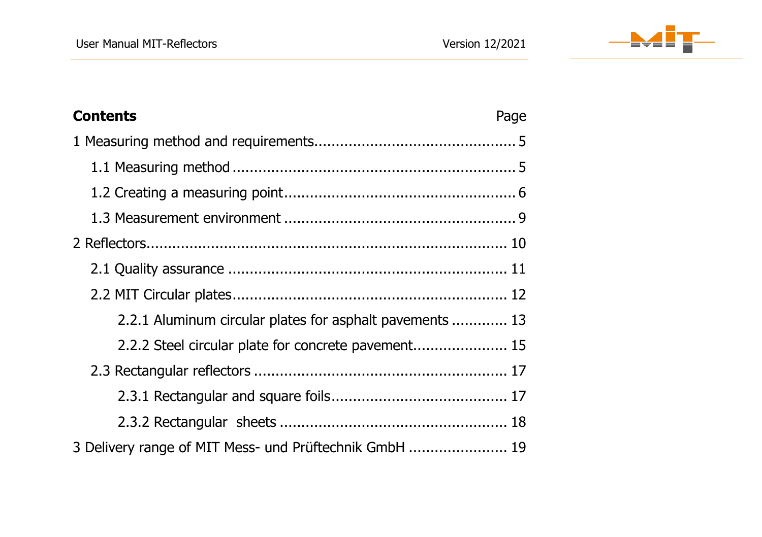## Contents

| | Page |
|---|---|
| 1 Measuring method and requirements | 5 |
| 1.1 Measuring method | 5 |
| 1.2 Creating a measuring point | 6 |
| 1.3 Measurement environment | 9 |
| 2 Reflectors | 10 |
| 2.1 Quality assurance | 11 |
| 2.2 MIT Circular plates | 12 |
| 2.2.1 Aluminum circular plates for asphalt pavements | 13 |
| 2.2.2 Steel circular plate for concrete pavement | 15 |
| 2.3 Rectangular reflectors | 17 |
| 2.3.1 Rectangular and square foils | 17 |
| 2.3.2 Rectangular sheets | 18 |
| 3 Delivery range of MIT Mess- und Prüftechnik GmbH | 19 |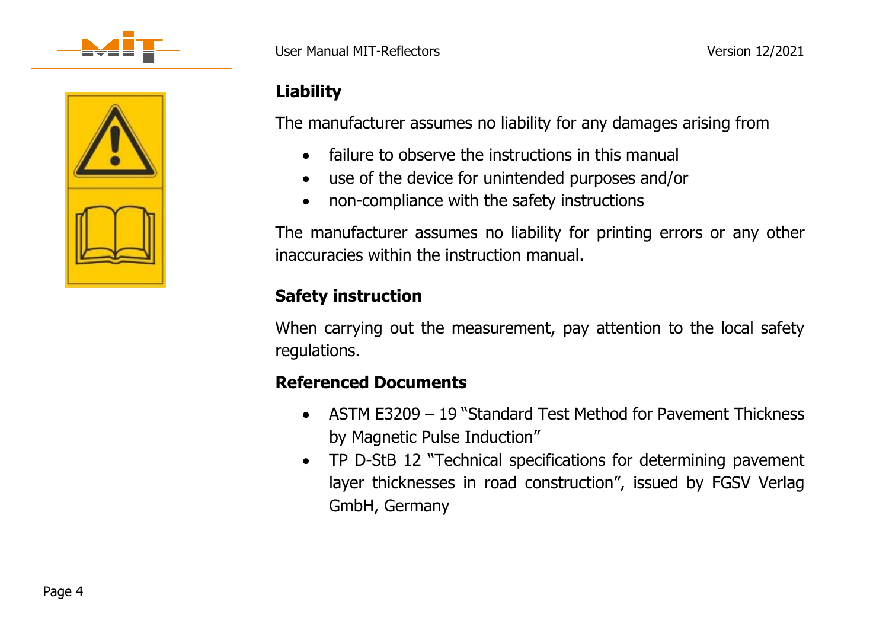## Liability

The manufacturer assumes no liability for any damages arising from

- failure to observe the instructions in this manual
- use of the device for unintended purposes and/or
- non-compliance with the safety instructions

The manufacturer assumes no liability for printing errors or any other inaccuracies within the instruction manual.

## Safety instruction

When carrying out the measurement, pay attention to the local safety regulations.

## Referenced Documents

- ASTM E3209 – 19 "Standard Test Method for Pavement Thickness by Magnetic Pulse Induction"
- TP D-StB 12 "Technical specifications for determining pavement layer thicknesses in road construction", issued by FGSV Verlag GmbH, Germany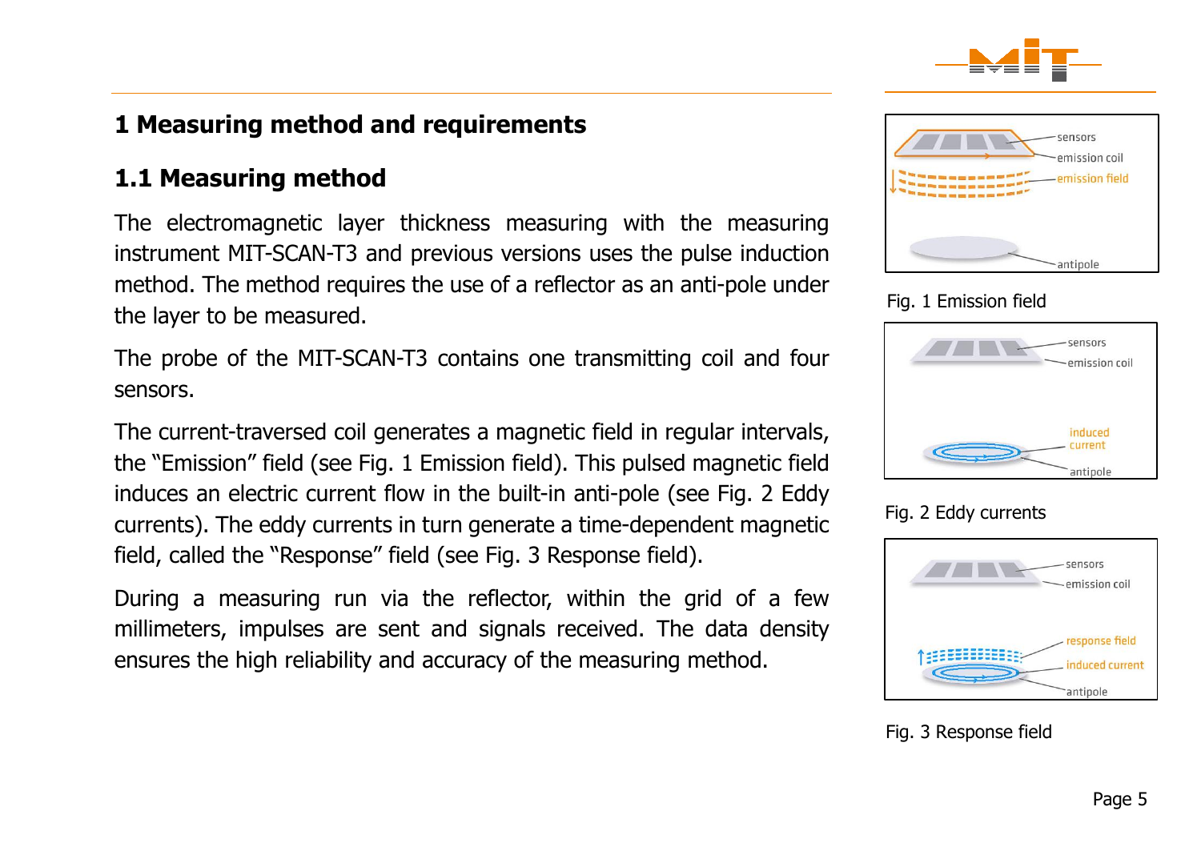# 1 Measuring method and requirements

## 1.1 Measuring method

The electromagnetic layer thickness measuring with the measuring instrument MIT-SCAN-T3 and previous versions uses the pulse induction method. The method requires the use of a reflector as an anti-pole under the layer to be measured.

The probe of the MIT-SCAN-T3 contains one transmitting coil and four sensors.

The current-traversed coil generates a magnetic field in regular intervals, the "Emission" field (see Fig. 1 Emission field). This pulsed magnetic field induces an electric current flow in the built-in anti-pole (see Fig. 2 Eddy currents). The eddy currents in turn generate a time-dependent magnetic field, called the "Response" field (see Fig. 3 Response field).

During a measuring run via the reflector, within the grid of a few millimeters, impulses are sent and signals received. The data density ensures the high reliability and accuracy of the measuring method.

sensors
emission coil
emission field
antipole

Fig. 1 Emission field

sensors
emission coil
induced current
antipole

Fig. 2 Eddy currents

sensors
emission coil
response field
induced current
antipole

Fig. 3 Response field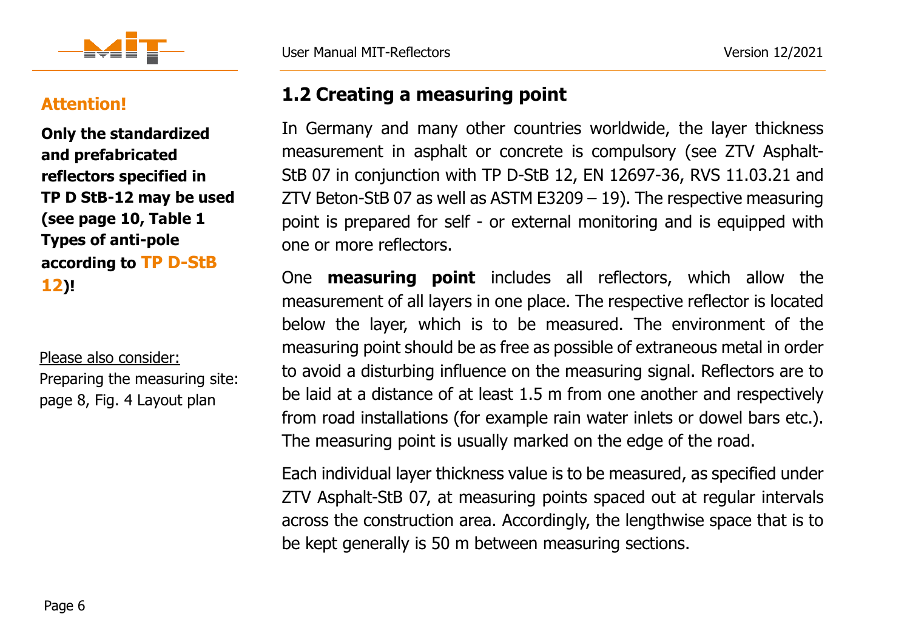**Attention!**

**Only the standardized and prefabricated reflectors specified in TP D StB-12 may be used (see page 10, Table 1 Types of anti-pole according to TP D-StB 12)!**

Please also consider:
Preparing the measuring site: page 8, Fig. 4 Layout plan

## 1.2 Creating a measuring point

In Germany and many other countries worldwide, the layer thickness measurement in asphalt or concrete is compulsory (see ZTV Asphalt-StB 07 in conjunction with TP D-StB 12, EN 12697-36, RVS 11.03.21 and ZTV Beton-StB 07 as well as ASTM E3209 – 19). The respective measuring point is prepared for self - or external monitoring and is equipped with one or more reflectors.

One **measuring point** includes all reflectors, which allow the measurement of all layers in one place. The respective reflector is located below the layer, which is to be measured. The environment of the measuring point should be as free as possible of extraneous metal in order to avoid a disturbing influence on the measuring signal. Reflectors are to be laid at a distance of at least 1.5 m from one another and respectively from road installations (for example rain water inlets or dowel bars etc.). The measuring point is usually marked on the edge of the road.

Each individual layer thickness value is to be measured, as specified under ZTV Asphalt-StB 07, at measuring points spaced out at regular intervals across the construction area. Accordingly, the lengthwise space that is to be kept generally is 50 m between measuring sections.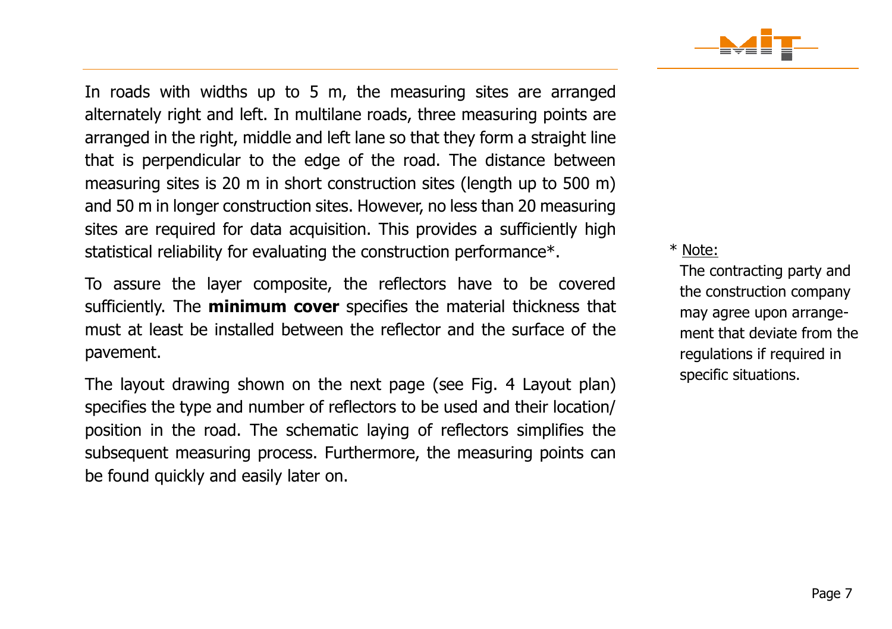In roads with widths up to 5 m, the measuring sites are arranged alternately right and left. In multilane roads, three measuring points are arranged in the right, middle and left lane so that they form a straight line that is perpendicular to the edge of the road. The distance between measuring sites is 20 m in short construction sites (length up to 500 m) and 50 m in longer construction sites. However, no less than 20 measuring sites are required for data acquisition. This provides a sufficiently high statistical reliability for evaluating the construction performance*.

To assure the layer composite, the reflectors have to be covered sufficiently. The **minimum cover** specifies the material thickness that must at least be installed between the reflector and the surface of the pavement.

The layout drawing shown on the next page (see Fig. 4 Layout plan) specifies the type and number of reflectors to be used and their location/position in the road. The schematic laying of reflectors simplifies the subsequent measuring process. Furthermore, the measuring points can be found quickly and easily later on.

\* Note:
The contracting party and the construction company may agree upon arrangement that deviate from the regulations if required in specific situations.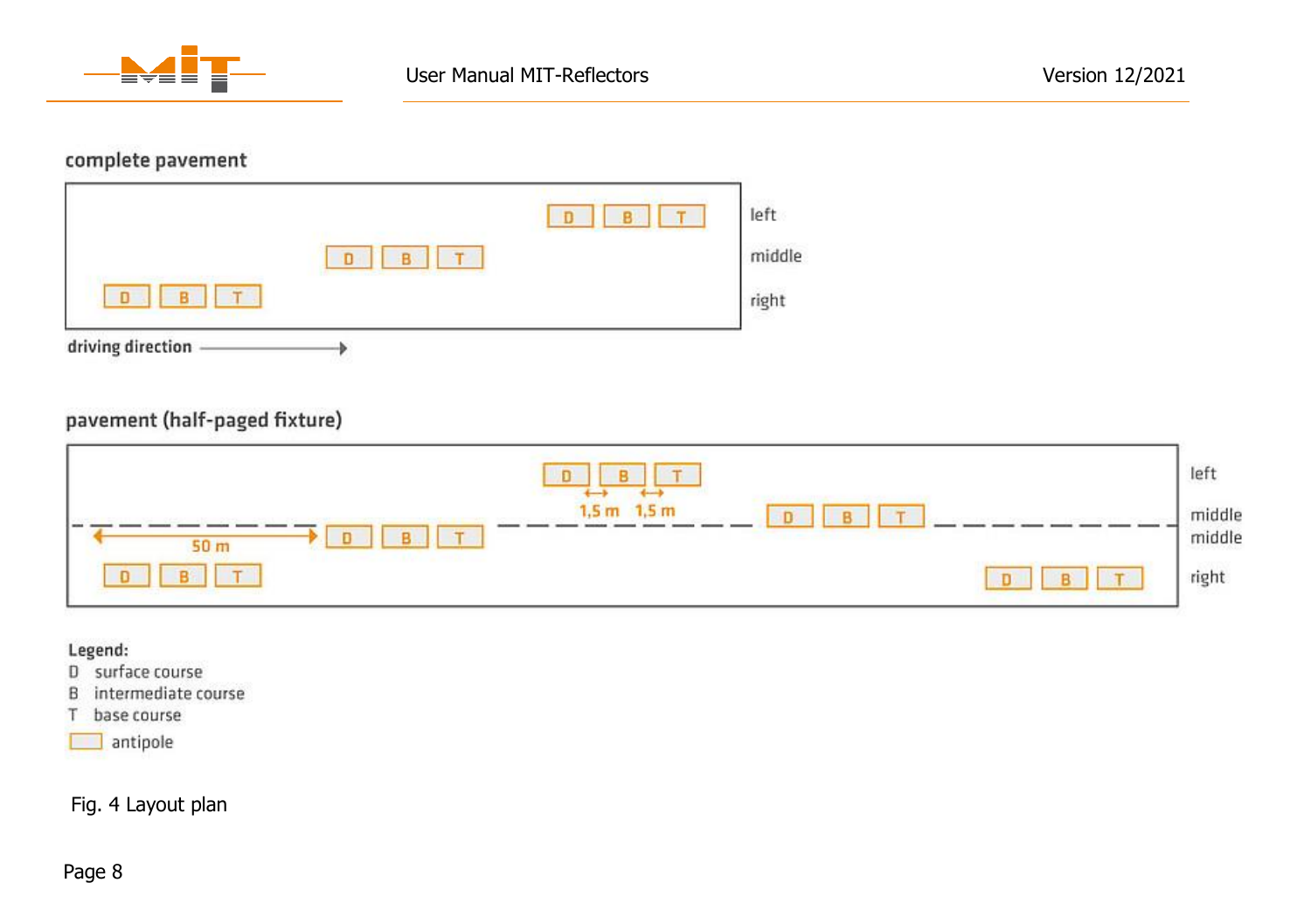complete pavement

| | | | | |
|---|---|---|---|---|
| | | | D B T | left |
| | | D B T | | middle |
| D B T | | | | right |

driving direction →

pavement (half-paged fixture)

| | | | | | |
|---|---|---|---|---|---|
| | | D B T (1,5 m 1,5 m) | | | left |
| | | | D B T | | middle |
| ← 50 m → | D B T | | | | middle |
| D B T | | | | D B T | right |

Legend:

D surface course
B intermediate course
T base course
antipole

Fig. 4 Layout plan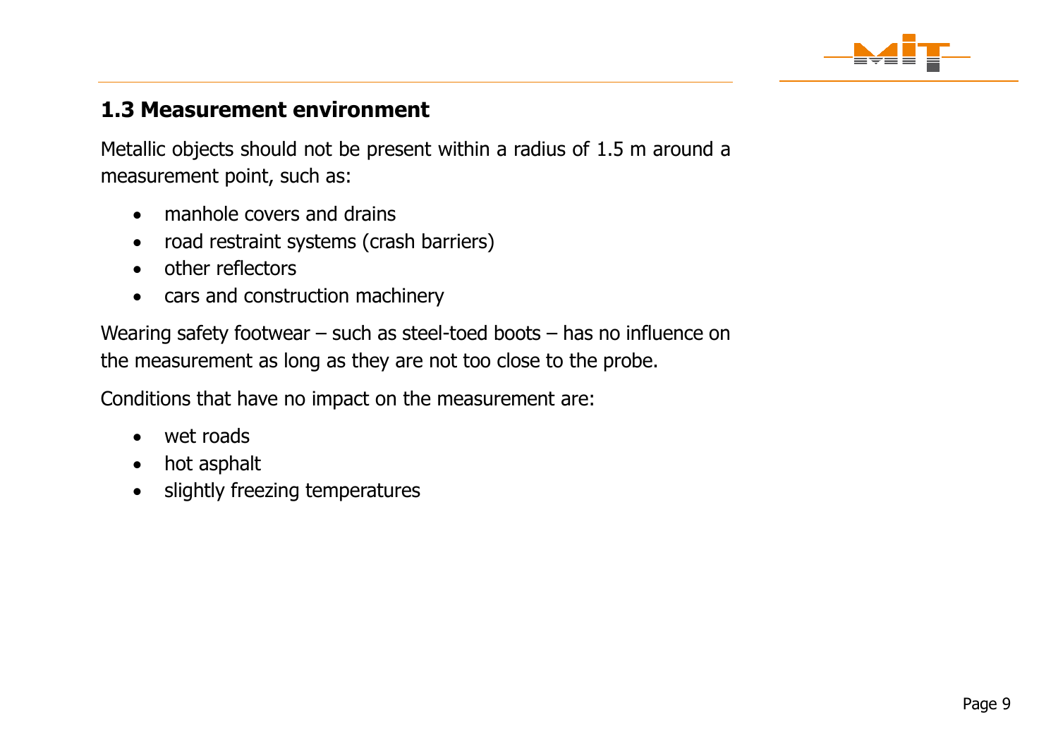## 1.3 Measurement environment

Metallic objects should not be present within a radius of 1.5 m around a measurement point, such as:

- manhole covers and drains
- road restraint systems (crash barriers)
- other reflectors
- cars and construction machinery

Wearing safety footwear – such as steel-toed boots – has no influence on the measurement as long as they are not too close to the probe.

Conditions that have no impact on the measurement are:

- wet roads
- hot asphalt
- slightly freezing temperatures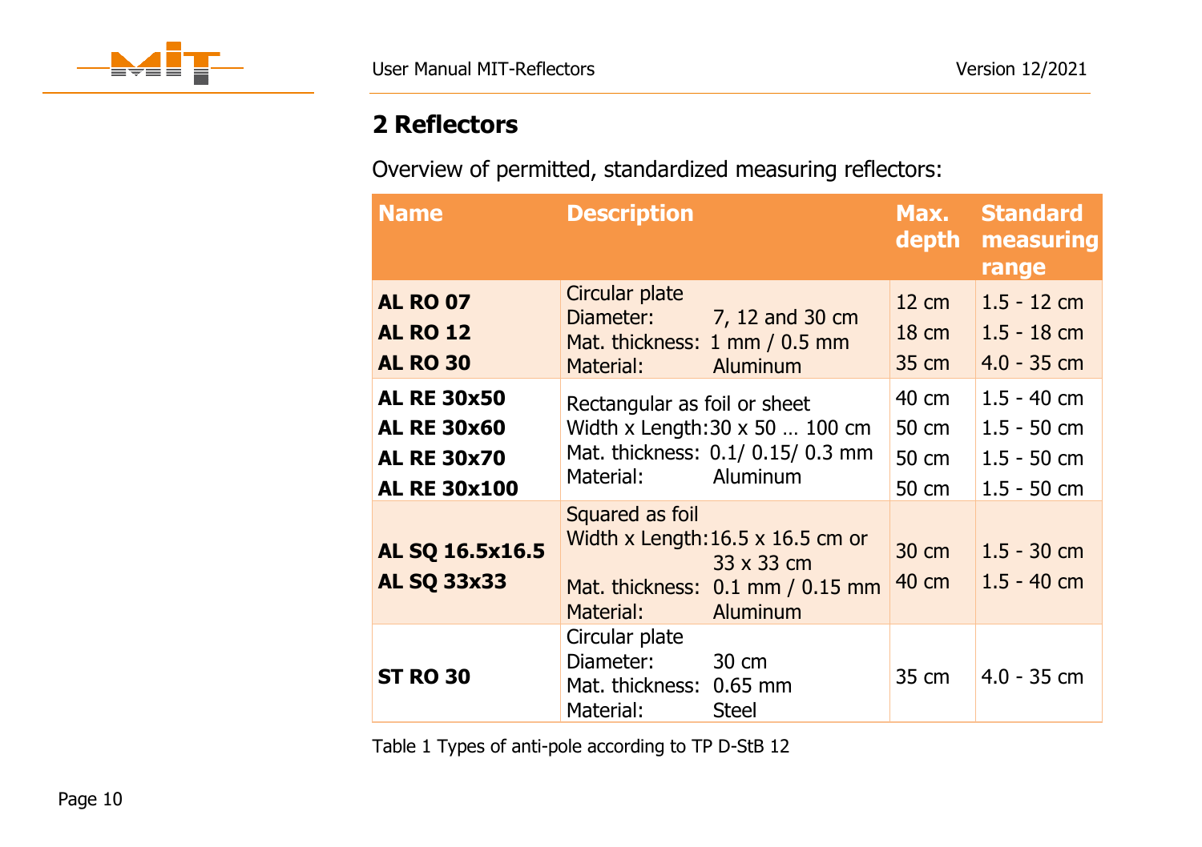## 2 Reflectors

Overview of permitted, standardized measuring reflectors:

| Name | Description | Max. depth | Standard measuring range |
|---|---|---|---|
| **AL RO 07**<br>**AL RO 12**<br>**AL RO 30** | Circular plate<br>Diameter: 7, 12 and 30 cm<br>Mat. thickness: 1 mm / 0.5 mm<br>Material: Aluminum | 12 cm<br>18 cm<br>35 cm | 1.5 - 12 cm<br>1.5 - 18 cm<br>4.0 - 35 cm |
| **AL RE 30x50**<br>**AL RE 30x60**<br>**AL RE 30x70**<br>**AL RE 30x100** | Rectangular as foil or sheet<br>Width x Length: 30 x 50 … 100 cm<br>Mat. thickness: 0.1/ 0.15/ 0.3 mm<br>Material: Aluminum | 40 cm<br>50 cm<br>50 cm<br>50 cm | 1.5 - 40 cm<br>1.5 - 50 cm<br>1.5 - 50 cm<br>1.5 - 50 cm |
| **AL SQ 16.5x16.5**<br>**AL SQ 33x33** | Squared as foil<br>Width x Length: 16.5 x 16.5 cm or 33 x 33 cm<br>Mat. thickness: 0.1 mm / 0.15 mm<br>Material: Aluminum | 30 cm<br>40 cm | 1.5 - 30 cm<br>1.5 - 40 cm |
| **ST RO 30** | Circular plate<br>Diameter: 30 cm<br>Mat. thickness: 0.65 mm<br>Material: Steel | 35 cm | 4.0 - 35 cm |

Table 1 Types of anti-pole according to TP D-StB 12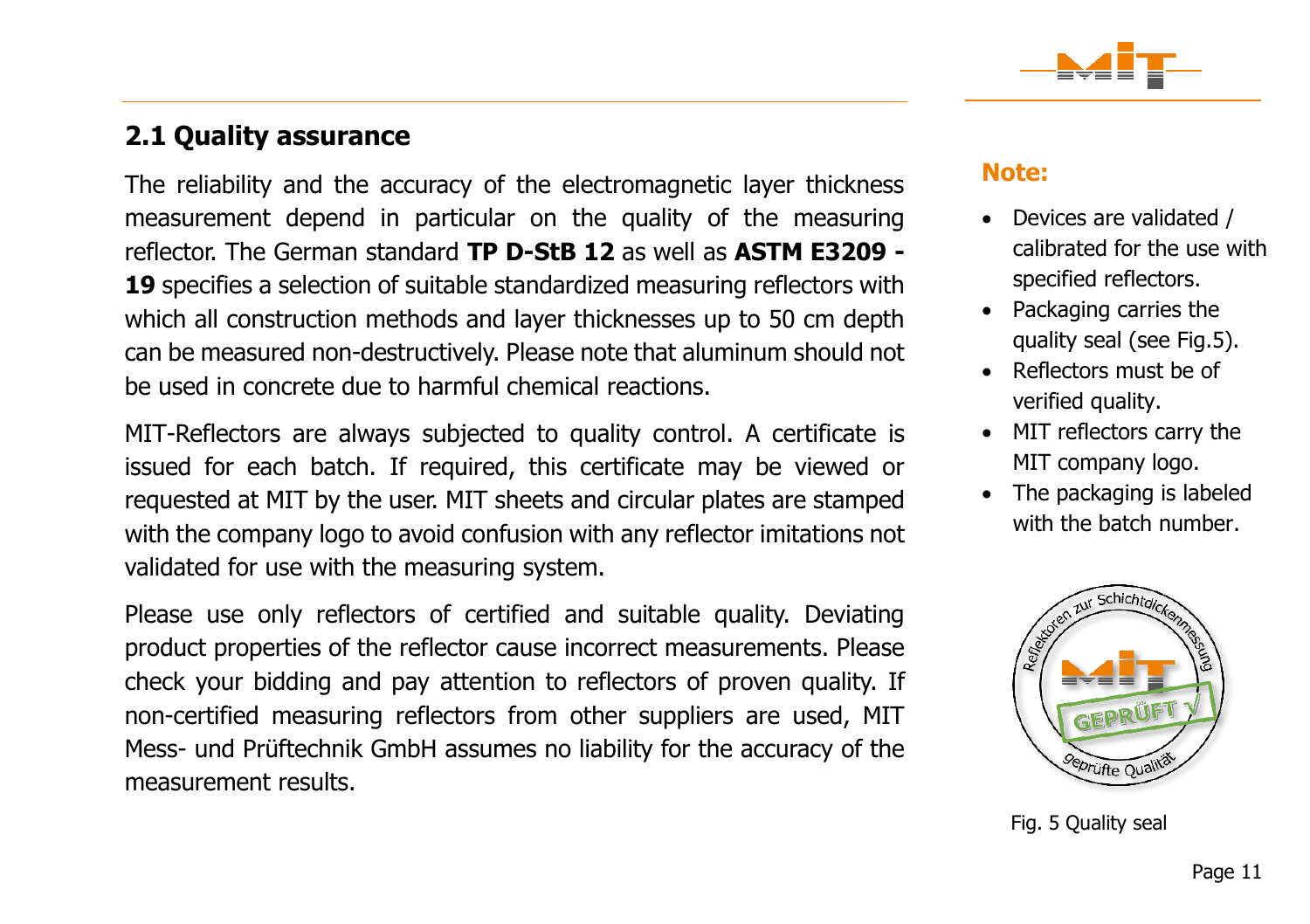## 2.1 Quality assurance

The reliability and the accuracy of the electromagnetic layer thickness measurement depend in particular on the quality of the measuring reflector. The German standard **TP D-StB 12** as well as **ASTM E3209 - 19** specifies a selection of suitable standardized measuring reflectors with which all construction methods and layer thicknesses up to 50 cm depth can be measured non-destructively. Please note that aluminum should not be used in concrete due to harmful chemical reactions.

MIT-Reflectors are always subjected to quality control. A certificate is issued for each batch. If required, this certificate may be viewed or requested at MIT by the user. MIT sheets and circular plates are stamped with the company logo to avoid confusion with any reflector imitations not validated for use with the measuring system.

Please use only reflectors of certified and suitable quality. Deviating product properties of the reflector cause incorrect measurements. Please check your bidding and pay attention to reflectors of proven quality. If non-certified measuring reflectors from other suppliers are used, MIT Mess- und Prüftechnik GmbH assumes no liability for the accuracy of the measurement results.

**Note:**

- Devices are validated / calibrated for the use with specified reflectors.
- Packaging carries the quality seal (see Fig.5).
- Reflectors must be of verified quality.
- MIT reflectors carry the MIT company logo.
- The packaging is labeled with the batch number.

Fig. 5 Quality seal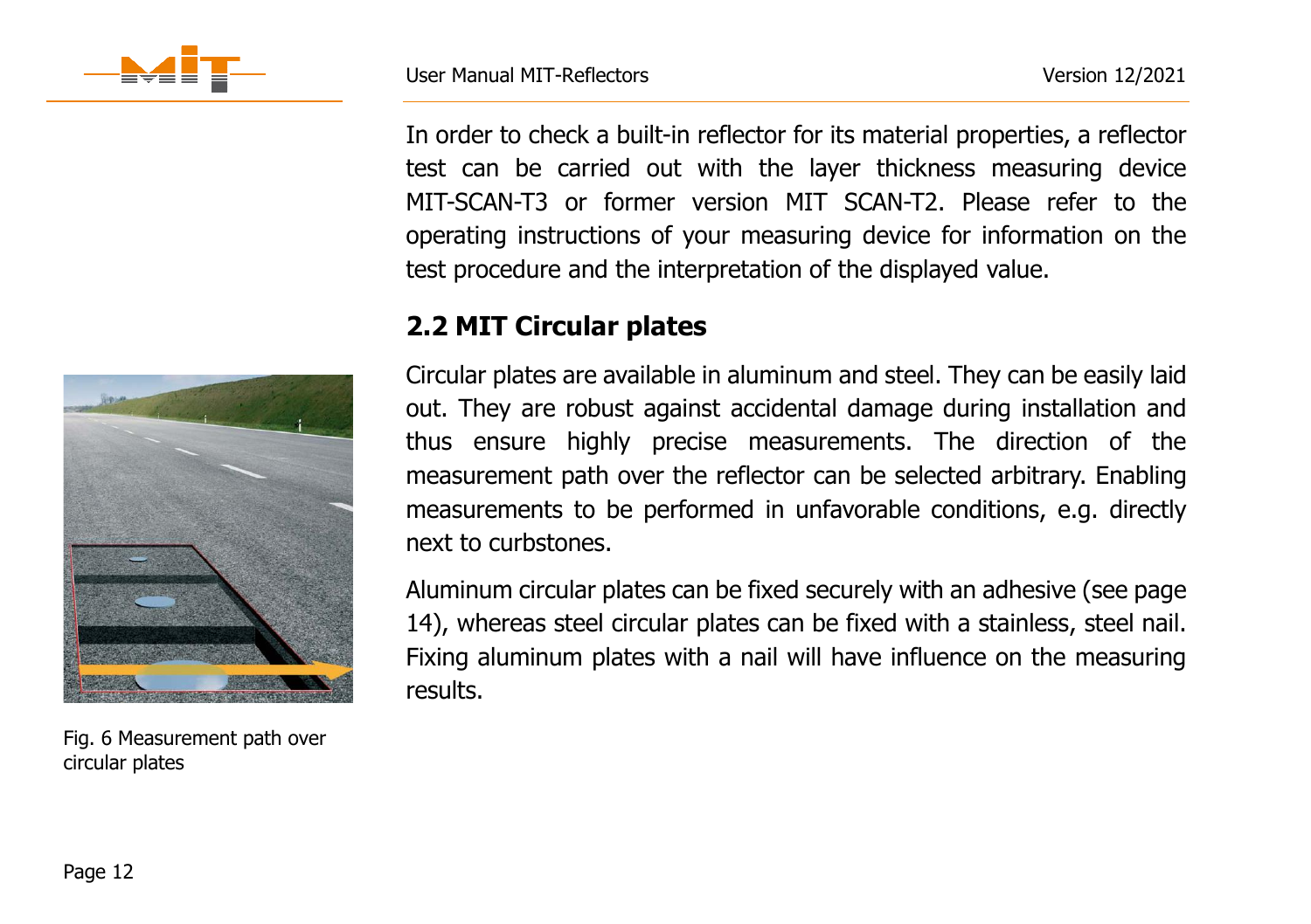In order to check a built-in reflector for its material properties, a reflector test can be carried out with the layer thickness measuring device MIT-SCAN-T3 or former version MIT SCAN-T2. Please refer to the operating instructions of your measuring device for information on the test procedure and the interpretation of the displayed value.

## 2.2 MIT Circular plates

Circular plates are available in aluminum and steel. They can be easily laid out. They are robust against accidental damage during installation and thus ensure highly precise measurements. The direction of the measurement path over the reflector can be selected arbitrary. Enabling measurements to be performed in unfavorable conditions, e.g. directly next to curbstones.

Aluminum circular plates can be fixed securely with an adhesive (see page 14), whereas steel circular plates can be fixed with a stainless, steel nail. Fixing aluminum plates with a nail will have influence on the measuring results.

Fig. 6 Measurement path over circular plates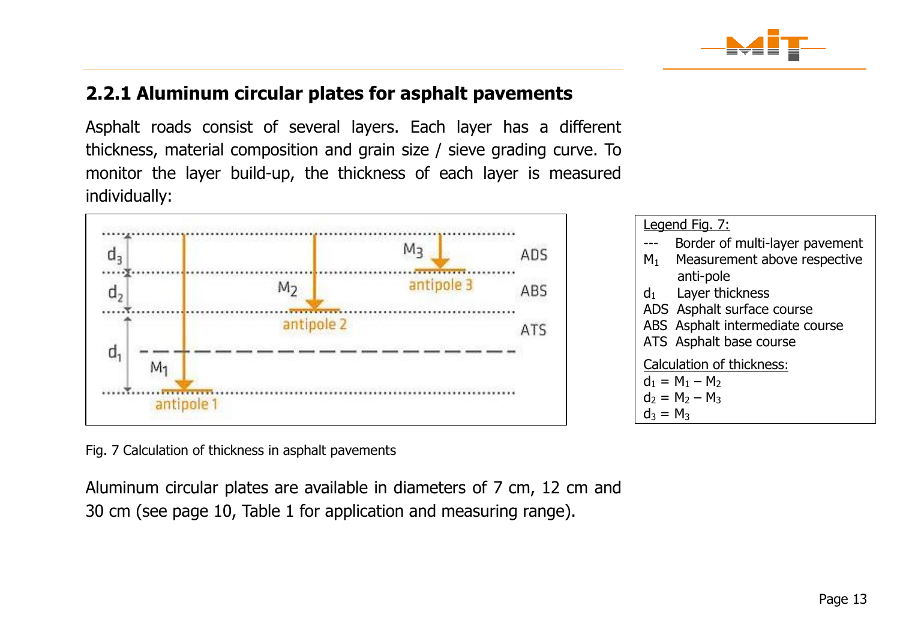## 2.2.1 Aluminum circular plates for asphalt pavements

Asphalt roads consist of several layers. Each layer has a different thickness, material composition and grain size / sieve grading curve. To monitor the layer build-up, the thickness of each layer is measured individually:

Legend Fig. 7:

- --- Border of multi-layer pavement
- $M_1$ Measurement above respective anti-pole
- $d_1$ Layer thickness
- ADS Asphalt surface course
- ABS Asphalt intermediate course
- ATS Asphalt base course

Calculation of thickness:

$d_1 = M_1 – M_2$

$d_2 = M_2 – M_3$

$d_3 = M_3$

Fig. 7 Calculation of thickness in asphalt pavements

Aluminum circular plates are available in diameters of 7 cm, 12 cm and 30 cm (see page 10, Table 1 for application and measuring range).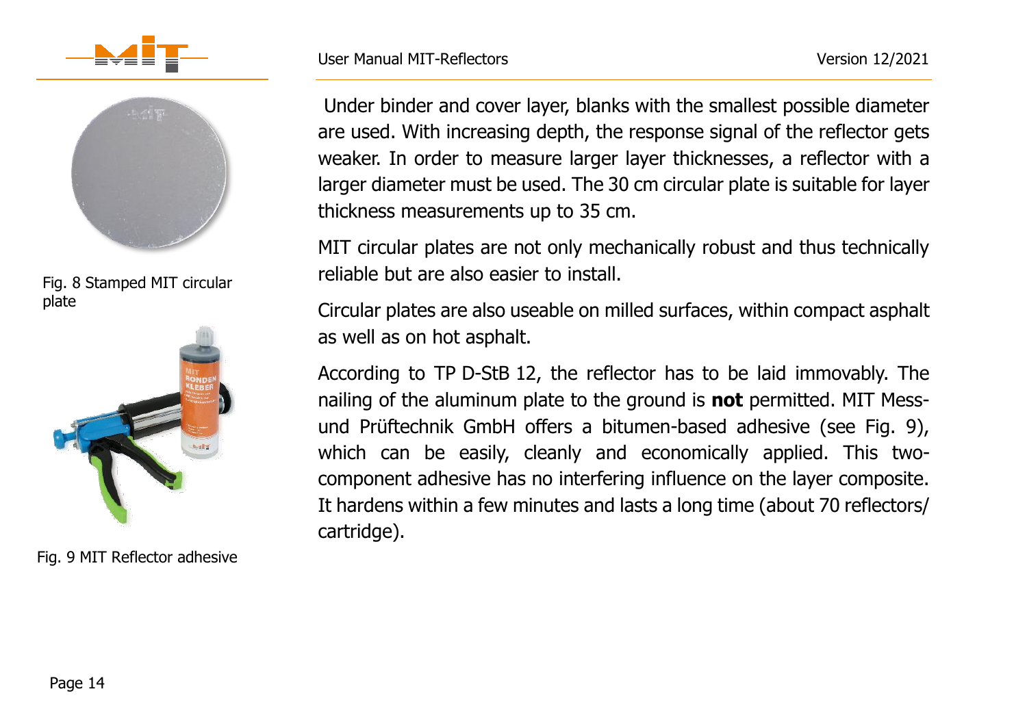Fig. 8 Stamped MIT circular plate

Fig. 9 MIT Reflector adhesive

Under binder and cover layer, blanks with the smallest possible diameter are used. With increasing depth, the response signal of the reflector gets weaker. In order to measure larger layer thicknesses, a reflector with a larger diameter must be used. The 30 cm circular plate is suitable for layer thickness measurements up to 35 cm.

MIT circular plates are not only mechanically robust and thus technically reliable but are also easier to install.

Circular plates are also useable on milled surfaces, within compact asphalt as well as on hot asphalt.

According to TP D-StB 12, the reflector has to be laid immovably. The nailing of the aluminum plate to the ground is **not** permitted. MIT Mess- und Prüftechnik GmbH offers a bitumen-based adhesive (see Fig. 9), which can be easily, cleanly and economically applied. This two-component adhesive has no interfering influence on the layer composite. It hardens within a few minutes and lasts a long time (about 70 reflectors/ cartridge).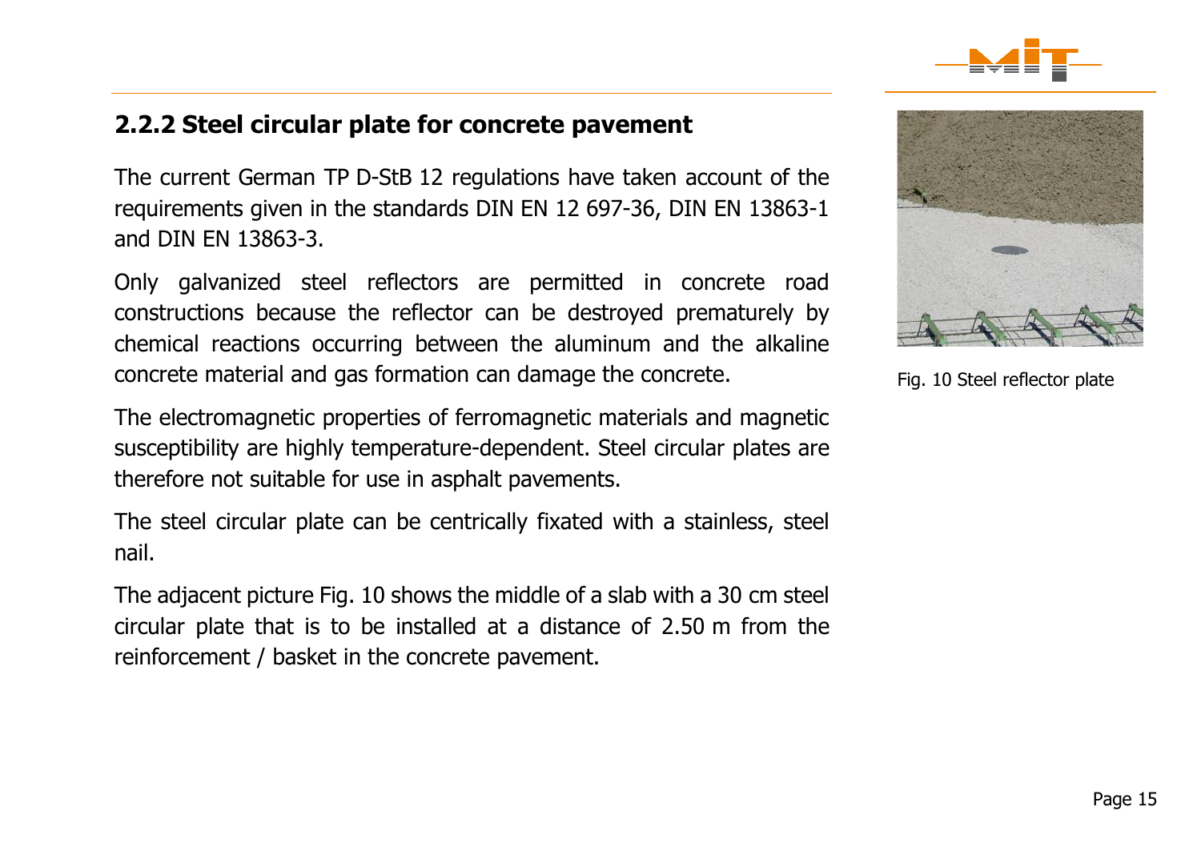## 2.2.2 Steel circular plate for concrete pavement

The current German TP D-StB 12 regulations have taken account of the requirements given in the standards DIN EN 12 697-36, DIN EN 13863-1 and DIN EN 13863-3.

Only galvanized steel reflectors are permitted in concrete road constructions because the reflector can be destroyed prematurely by chemical reactions occurring between the aluminum and the alkaline concrete material and gas formation can damage the concrete.

The electromagnetic properties of ferromagnetic materials and magnetic susceptibility are highly temperature-dependent. Steel circular plates are therefore not suitable for use in asphalt pavements.

The steel circular plate can be centrically fixated with a stainless, steel nail.

The adjacent picture Fig. 10 shows the middle of a slab with a 30 cm steel circular plate that is to be installed at a distance of 2.50 m from the reinforcement / basket in the concrete pavement.

Fig. 10 Steel reflector plate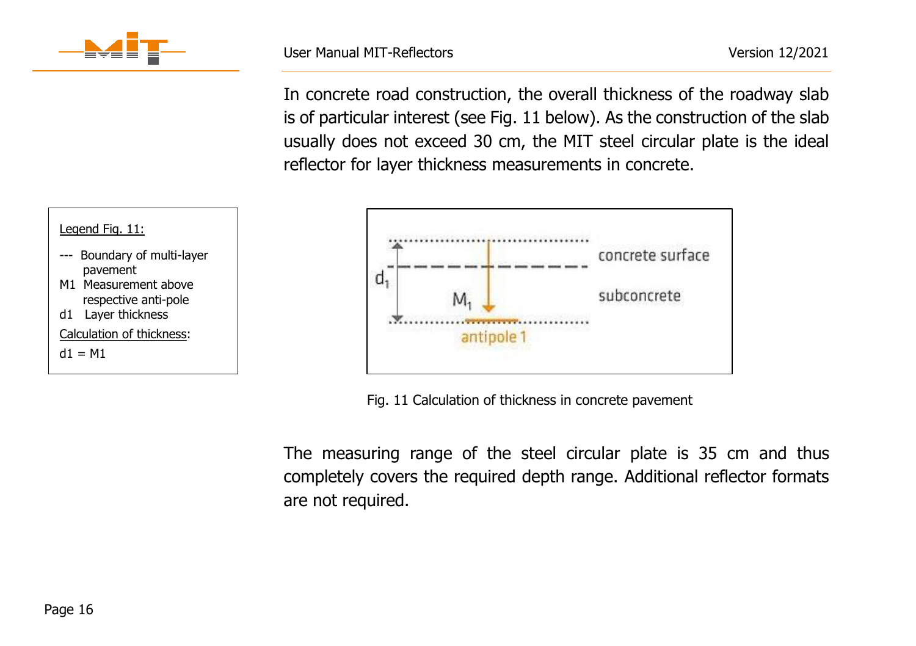In concrete road construction, the overall thickness of the roadway slab is of particular interest (see Fig. 11 below). As the construction of the slab usually does not exceed 30 cm, the MIT steel circular plate is the ideal reflector for layer thickness measurements in concrete.

Legend Fig. 11:

- --- Boundary of multi-layer pavement
- M1 Measurement above respective anti-pole
- d1 Layer thickness

Calculation of thickness:

$d1 = M1$

Fig. 11 Calculation of thickness in concrete pavement

The measuring range of the steel circular plate is 35 cm and thus completely covers the required depth range. Additional reflector formats are not required.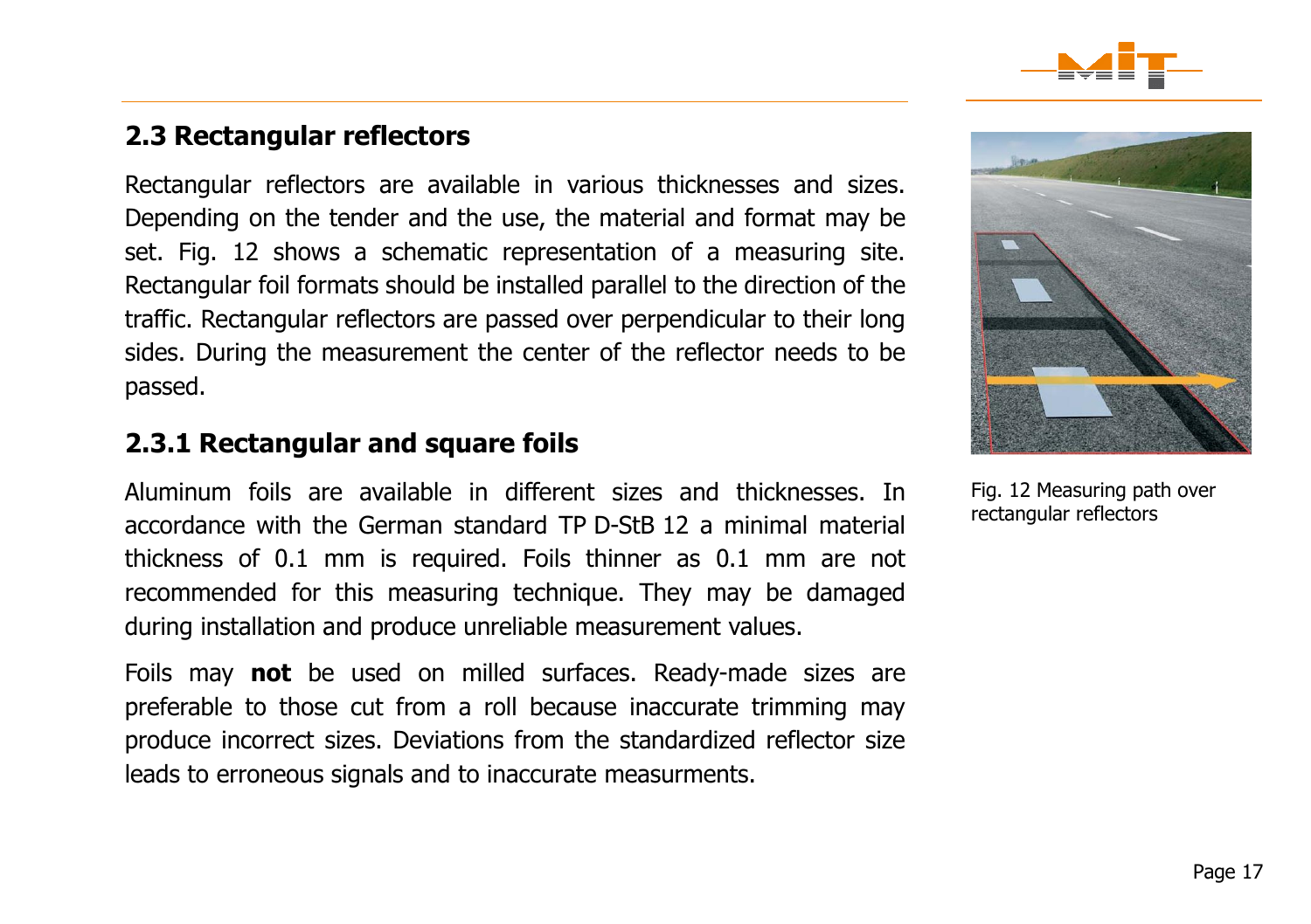## 2.3 Rectangular reflectors

Rectangular reflectors are available in various thicknesses and sizes. Depending on the tender and the use, the material and format may be set. Fig. 12 shows a schematic representation of a measuring site. Rectangular foil formats should be installed parallel to the direction of the traffic. Rectangular reflectors are passed over perpendicular to their long sides. During the measurement the center of the reflector needs to be passed.

Fig. 12 Measuring path over rectangular reflectors

### 2.3.1 Rectangular and square foils

Aluminum foils are available in different sizes and thicknesses. In accordance with the German standard TP D-StB 12 a minimal material thickness of 0.1 mm is required. Foils thinner as 0.1 mm are not recommended for this measuring technique. They may be damaged during installation and produce unreliable measurement values.

Foils may **not** be used on milled surfaces. Ready-made sizes are preferable to those cut from a roll because inaccurate trimming may produce incorrect sizes. Deviations from the standardized reflector size leads to erroneous signals and to inaccurate measurments.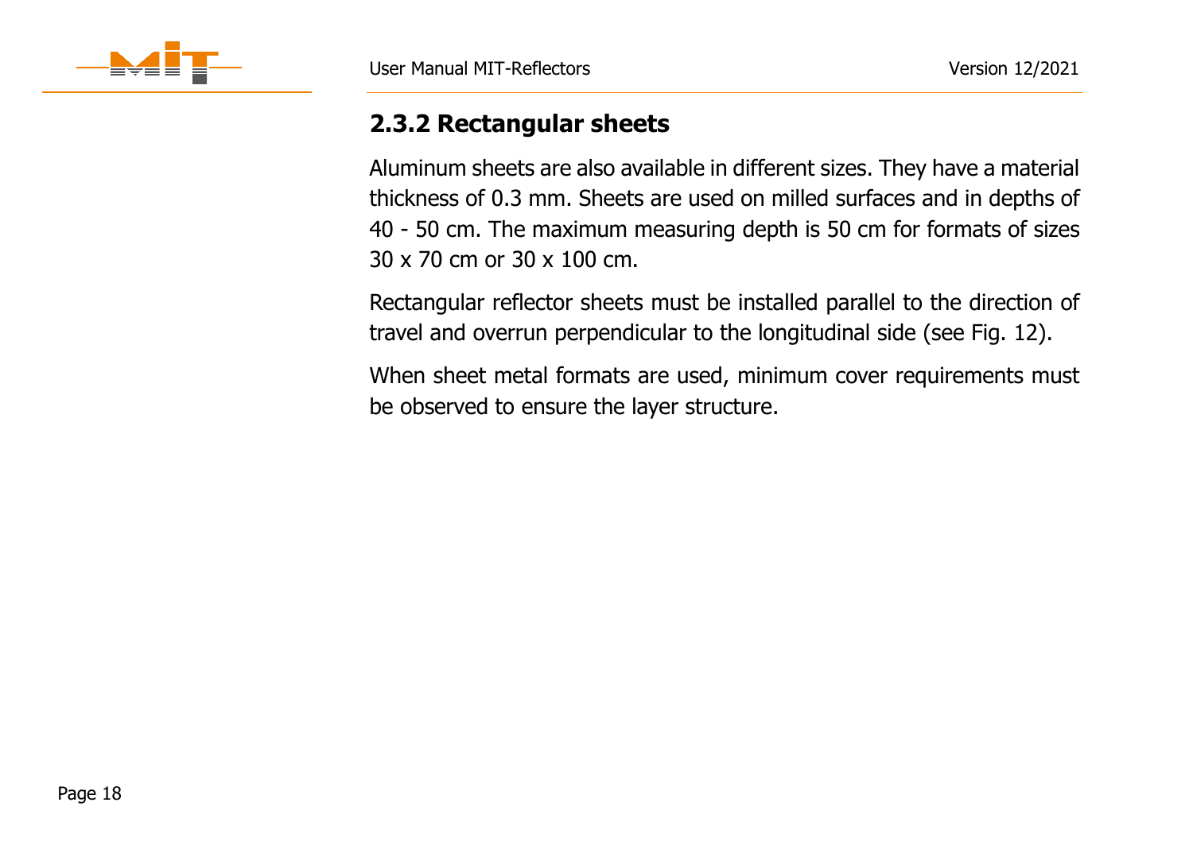### 2.3.2 Rectangular sheets

Aluminum sheets are also available in different sizes. They have a material thickness of 0.3 mm. Sheets are used on milled surfaces and in depths of 40 - 50 cm. The maximum measuring depth is 50 cm for formats of sizes 30 x 70 cm or 30 x 100 cm.

Rectangular reflector sheets must be installed parallel to the direction of travel and overrun perpendicular to the longitudinal side (see Fig. 12).

When sheet metal formats are used, minimum cover requirements must be observed to ensure the layer structure.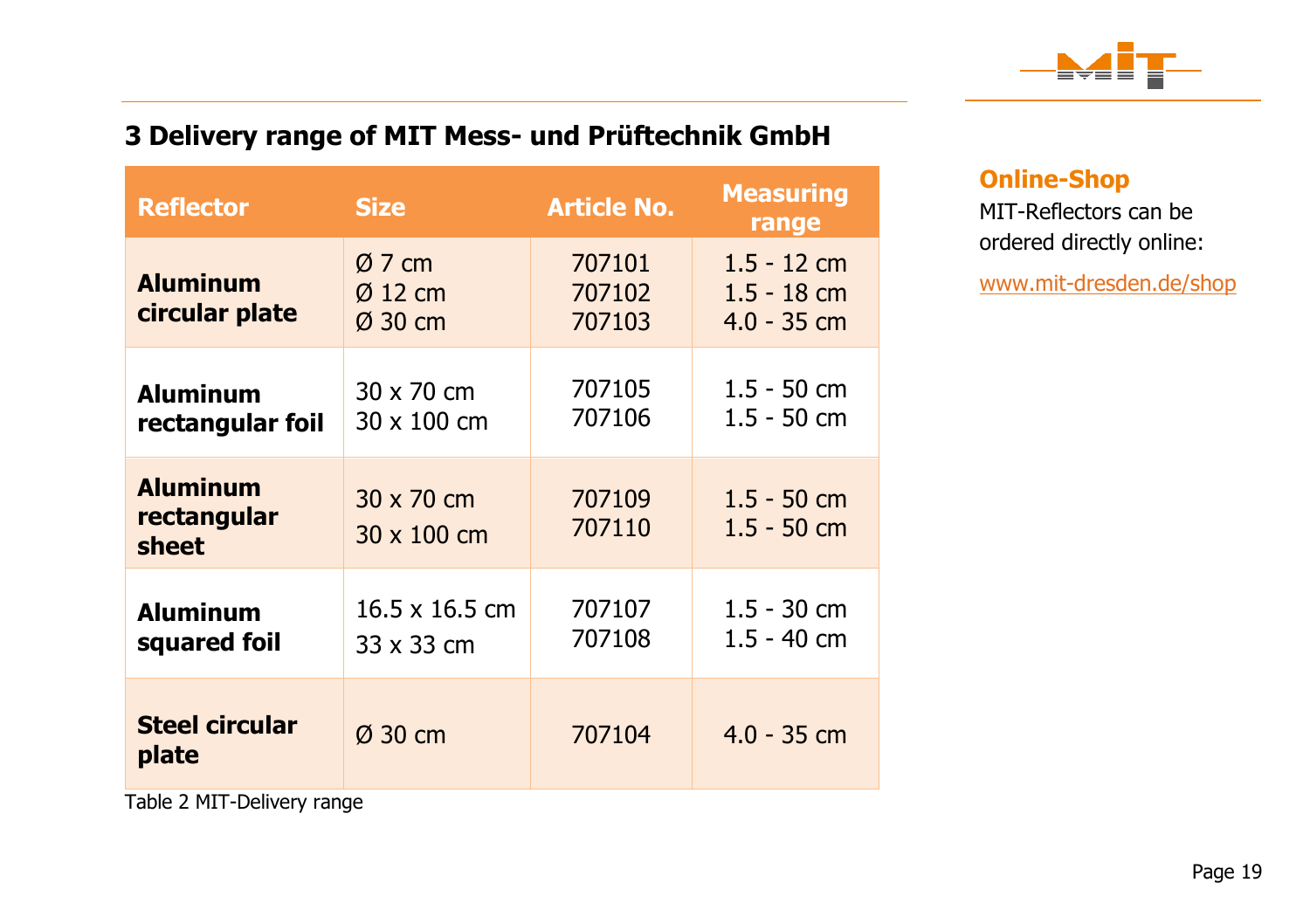## 3 Delivery range of MIT Mess- und Prüftechnik GmbH

| Reflector | Size | Article No. | Measuring range |
|---|---|---|---|
| **Aluminum circular plate** | Ø 7 cm<br>Ø 12 cm<br>Ø 30 cm | 707101<br>707102<br>707103 | 1.5 - 12 cm<br>1.5 - 18 cm<br>4.0 - 35 cm |
| **Aluminum rectangular foil** | 30 x 70 cm<br>30 x 100 cm | 707105<br>707106 | 1.5 - 50 cm<br>1.5 - 50 cm |
| **Aluminum rectangular sheet** | 30 x 70 cm<br>30 x 100 cm | 707109<br>707110 | 1.5 - 50 cm<br>1.5 - 50 cm |
| **Aluminum squared foil** | 16.5 x 16.5 cm<br>33 x 33 cm | 707107<br>707108 | 1.5 - 30 cm<br>1.5 - 40 cm |
| **Steel circular plate** | Ø 30 cm | 707104 | 4.0 - 35 cm |

Table 2 MIT-Delivery range

**Online-Shop**

MIT-Reflectors can be ordered directly online:

www.mit-dresden.de/shop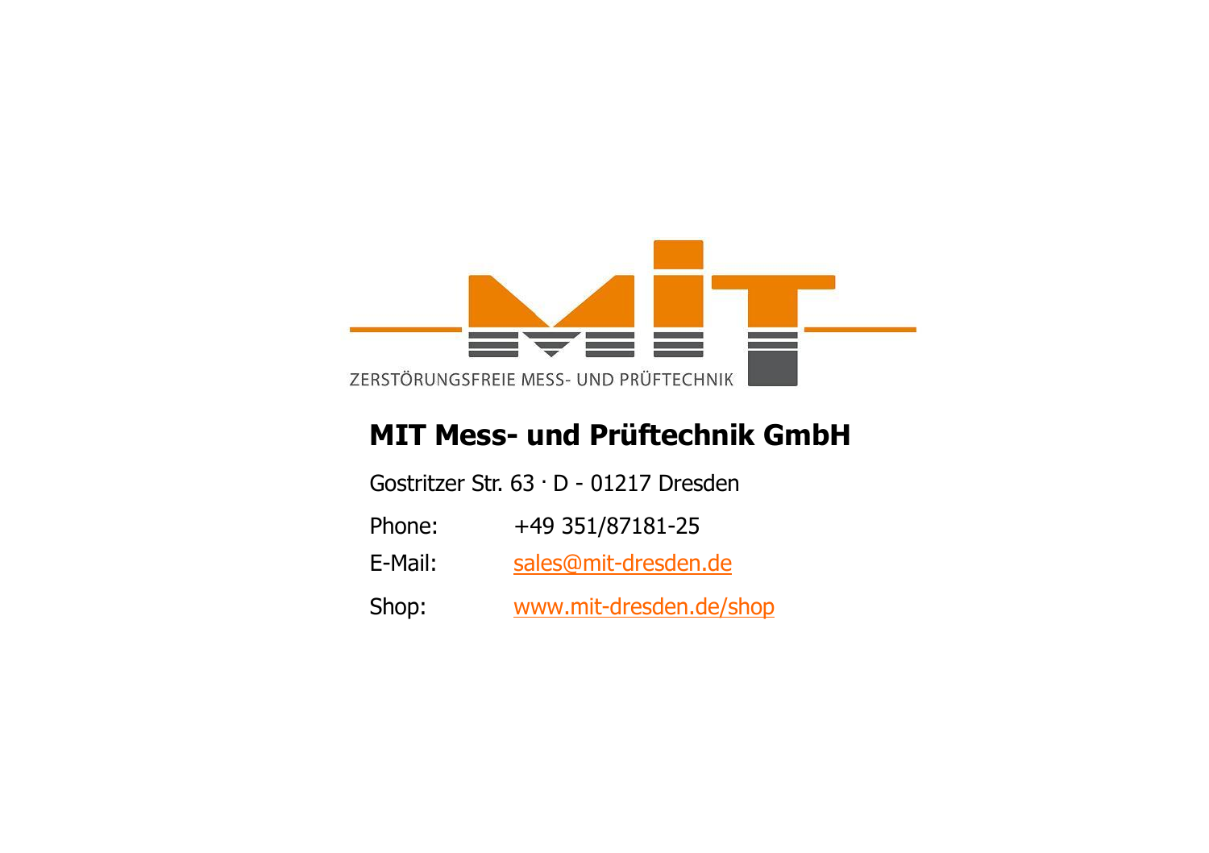ZERSTÖRUNGSFREIE MESS- UND PRÜFTECHNIK

**MIT Mess- und Prüftechnik GmbH**

Gostritzer Str. 63 · D - 01217 Dresden

Phone: +49 351/87181-25

E-Mail: sales@mit-dresden.de

Shop: www.mit-dresden.de/shop